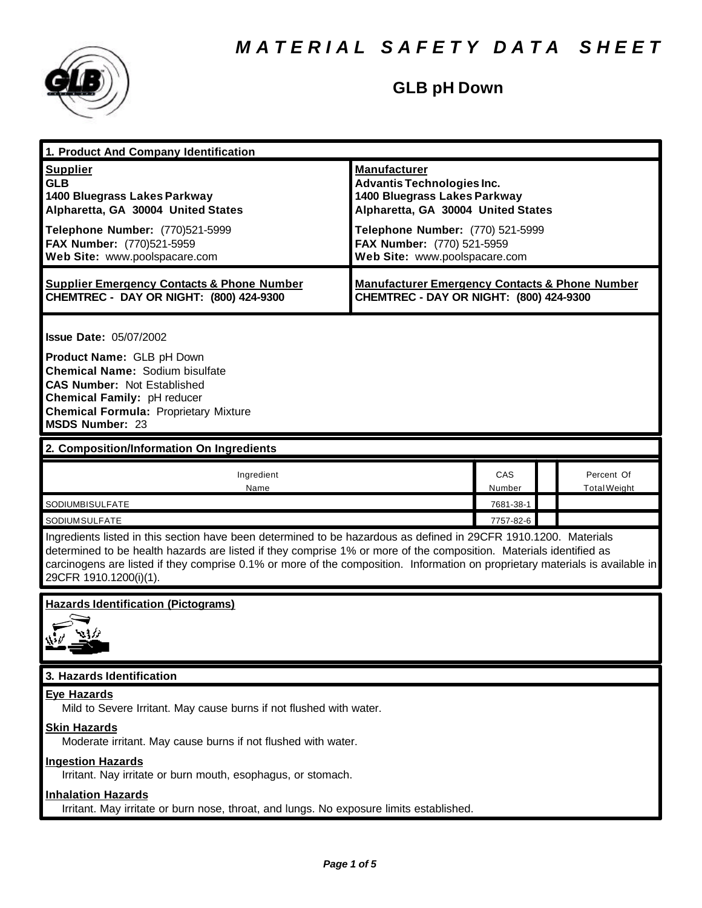# MATERIAL SAFETY DATA SHEET

## GLB pH Down

## 1. Product And Company Identification

| **Supplier** | **Manufacturer** |
|---|---|
| **GLB**<br>**1400 Bluegrass Lakes Parkway**<br>**Alpharetta, GA 30004 United States** | **Advantis Technologies Inc.**<br>**1400 Bluegrass Lakes Parkway**<br>**Alpharetta, GA 30004 United States** |
| **Telephone Number:** (770)521-5999<br>**FAX Number:** (770)521-5959<br>**Web Site:** www.poolspacare.com | **Telephone Number:** (770) 521-5999<br>**FAX Number:** (770) 521-5959<br>**Web Site:** www.poolspacare.com |
| **Supplier Emergency Contacts & Phone Number**<br>**CHEMTREC - DAY OR NIGHT: (800) 424-9300** | **Manufacturer Emergency Contacts & Phone Number**<br>**CHEMTREC - DAY OR NIGHT: (800) 424-9300** |

**Issue Date:** 05/07/2002

**Product Name:** GLB pH Down
**Chemical Name:** Sodium bisulfate
**CAS Number:** Not Established
**Chemical Family:** pH reducer
**Chemical Formula:** Proprietary Mixture
**MSDS Number:** 23

## 2. Composition/Information On Ingredients

| Ingredient Name | CAS Number | | Percent Of Total Weight |
|---|---|---|---|
| SODIUMBISULFATE | 7681-38-1 | | |
| SODIUMSULFATE | 7757-82-6 | | |

Ingredients listed in this section have been determined to be hazardous as defined in 29CFR 1910.1200. Materials determined to be health hazards are listed if they comprise 1% or more of the composition. Materials identified as carcinogens are listed if they comprise 0.1% or more of the composition. Information on proprietary materials is available in 29CFR 1910.1200(i)(1).

**Hazards Identification (Pictograms)**

## 3. Hazards Identification

**Eye Hazards**

Mild to Severe Irritant. May cause burns if not flushed with water.

**Skin Hazards**

Moderate irritant. May cause burns if not flushed with water.

**Ingestion Hazards**

Irritant. Nay irritate or burn mouth, esophagus, or stomach.

**Inhalation Hazards**

Irritant. May irritate or burn nose, throat, and lungs. No exposure limits established.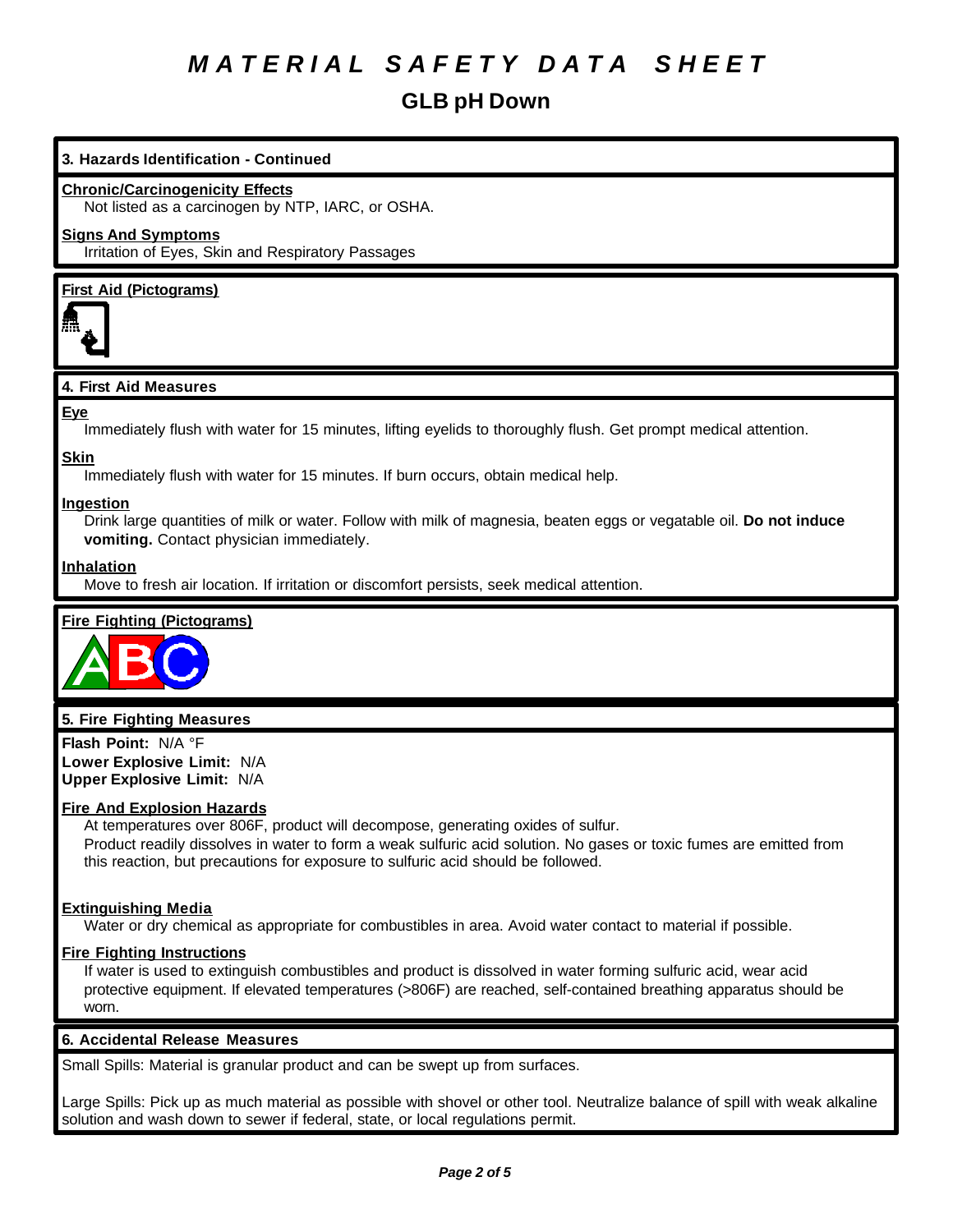# MATERIAL SAFETY DATA SHEET

## GLB pH Down

### 3. Hazards Identification - Continued

**Chronic/Carcinogenicity Effects**

Not listed as a carcinogen by NTP, IARC, or OSHA.

**Signs And Symptoms**

Irritation of Eyes, Skin and Respiratory Passages

**First Aid (Pictograms)**

### 4. First Aid Measures

**Eye**

Immediately flush with water for 15 minutes, lifting eyelids to thoroughly flush. Get prompt medical attention.

**Skin**

Immediately flush with water for 15 minutes. If burn occurs, obtain medical help.

**Ingestion**

Drink large quantities of milk or water. Follow with milk of magnesia, beaten eggs or vegatable oil. **Do not induce vomiting.** Contact physician immediately.

**Inhalation**

Move to fresh air location. If irritation or discomfort persists, seek medical attention.

**Fire Fighting (Pictograms)**

### 5. Fire Fighting Measures

**Flash Point:** N/A °F
**Lower Explosive Limit:** N/A
**Upper Explosive Limit:** N/A

**Fire And Explosion Hazards**

At temperatures over 806F, product will decompose, generating oxides of sulfur.
Product readily dissolves in water to form a weak sulfuric acid solution. No gases or toxic fumes are emitted from this reaction, but precautions for exposure to sulfuric acid should be followed.

**Extinguishing Media**

Water or dry chemical as appropriate for combustibles in area. Avoid water contact to material if possible.

**Fire Fighting Instructions**

If water is used to extinguish combustibles and product is dissolved in water forming sulfuric acid, wear acid protective equipment. If elevated temperatures (>806F) are reached, self-contained breathing apparatus should be worn.

### 6. Accidental Release Measures

Small Spills: Material is granular product and can be swept up from surfaces.

Large Spills: Pick up as much material as possible with shovel or other tool. Neutralize balance of spill with weak alkaline solution and wash down to sewer if federal, state, or local regulations permit.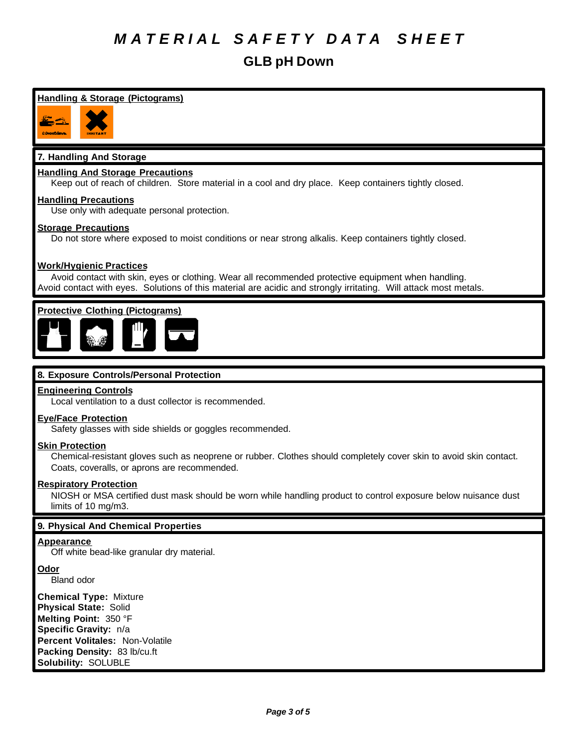# MATERIAL SAFETY DATA SHEET

## GLB pH Down

### Handling & Storage (Pictograms)

### 7. Handling And Storage

**Handling And Storage Precautions**
Keep out of reach of children. Store material in a cool and dry place. Keep containers tightly closed.

**Handling Precautions**
Use only with adequate personal protection.

**Storage Precautions**
Do not store where exposed to moist conditions or near strong alkalis. Keep containers tightly closed.

**Work/Hygienic Practices**
Avoid contact with skin, eyes or clothing. Wear all recommended protective equipment when handling. Avoid contact with eyes. Solutions of this material are acidic and strongly irritating. Will attack most metals.

### Protective Clothing (Pictograms)

### 8. Exposure Controls/Personal Protection

**Engineering Controls**
Local ventilation to a dust collector is recommended.

**Eye/Face Protection**
Safety glasses with side shields or goggles recommended.

**Skin Protection**
Chemical-resistant gloves such as neoprene or rubber. Clothes should completely cover skin to avoid skin contact. Coats, coveralls, or aprons are recommended.

**Respiratory Protection**
NIOSH or MSA certified dust mask should be worn while handling product to control exposure below nuisance dust limits of 10 mg/m3.

### 9. Physical And Chemical Properties

**Appearance**
Off white bead-like granular dry material.

**Odor**
Bland odor

**Chemical Type:** Mixture
**Physical State:** Solid
**Melting Point:** 350 °F
**Specific Gravity:** n/a
**Percent Volitales:** Non-Volatile
**Packing Density:** 83 lb/cu.ft
**Solubility:** SOLUBLE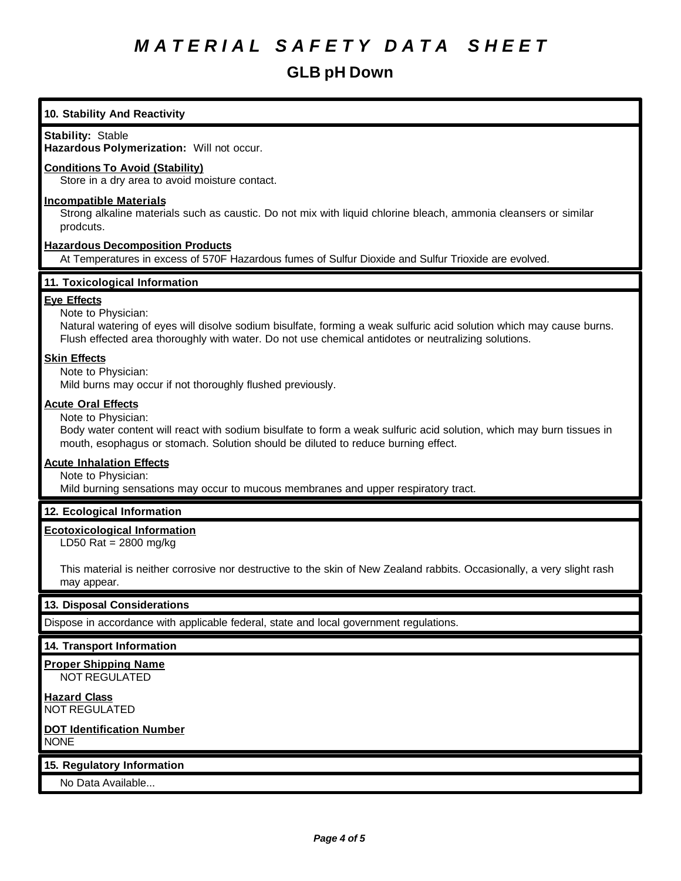# MATERIAL SAFETY DATA SHEET

## GLB pH Down

### 10. Stability And Reactivity

**Stability:** Stable
**Hazardous Polymerization:** Will not occur.

**Conditions To Avoid (Stability)**
Store in a dry area to avoid moisture contact.

**Incompatible Materials**
Strong alkaline materials such as caustic. Do not mix with liquid chlorine bleach, ammonia cleansers or similar prodcuts.

**Hazardous Decomposition Products**
At Temperatures in excess of 570F Hazardous fumes of Sulfur Dioxide and Sulfur Trioxide are evolved.

### 11. Toxicological Information

**Eye Effects**
Note to Physician:
Natural watering of eyes will disolve sodium bisulfate, forming a weak sulfuric acid solution which may cause burns. Flush effected area thoroughly with water. Do not use chemical antidotes or neutralizing solutions.

**Skin Effects**
Note to Physician:
Mild burns may occur if not thoroughly flushed previously.

**Acute Oral Effects**
Note to Physician:
Body water content will react with sodium bisulfate to form a weak sulfuric acid solution, which may burn tissues in mouth, esophagus or stomach. Solution should be diluted to reduce burning effect.

**Acute Inhalation Effects**
Note to Physician:
Mild burning sensations may occur to mucous membranes and upper respiratory tract.

### 12. Ecological Information

**Ecotoxicological Information**
LD50 Rat = 2800 mg/kg

This material is neither corrosive nor destructive to the skin of New Zealand rabbits. Occasionally, a very slight rash may appear.

### 13. Disposal Considerations

Dispose in accordance with applicable federal, state and local government regulations.

### 14. Transport Information

**Proper Shipping Name**
NOT REGULATED

**Hazard Class**
NOT REGULATED

**DOT Identification Number**
NONE

### 15. Regulatory Information

No Data Available...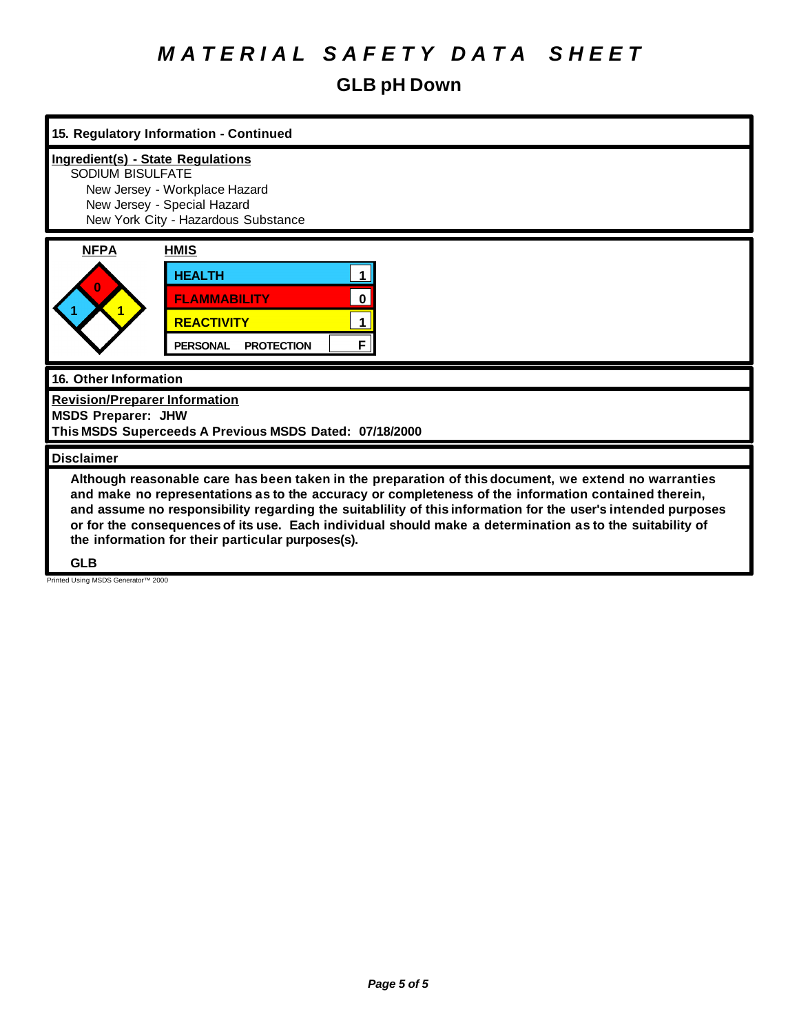# M A T E R I A L   S A F E T Y   D A T A   S H E E T

## GLB pH Down

### 15. Regulatory Information - Continued

**Ingredient(s) - State Regulations**

SODIUM BISULFATE
- New Jersey - Workplace Hazard
- New Jersey - Special Hazard
- New York City - Hazardous Substance

**NFPA**

0

1 1

**HMIS**

| | |
|---|---|
| HEALTH | 1 |
| FLAMMABILITY | 0 |
| REACTIVITY | 1 |
| PERSONAL PROTECTION | F |

### 16. Other Information

**Revision/Preparer Information**

**MSDS Preparer: JHW**

**This MSDS Superceeds A Previous MSDS Dated: 07/18/2000**

**Disclaimer**

**Although reasonable care has been taken in the preparation of this document, we extend no warranties and make no representations as to the accuracy or completeness of the information contained therein, and assume no responsibility regarding the suitablility of this information for the user's intended purposes or for the consequences of its use. Each individual should make a determination as to the suitability of the information for their particular purposes(s).**

**GLB**

Printed Using MSDS Generator™ 2000